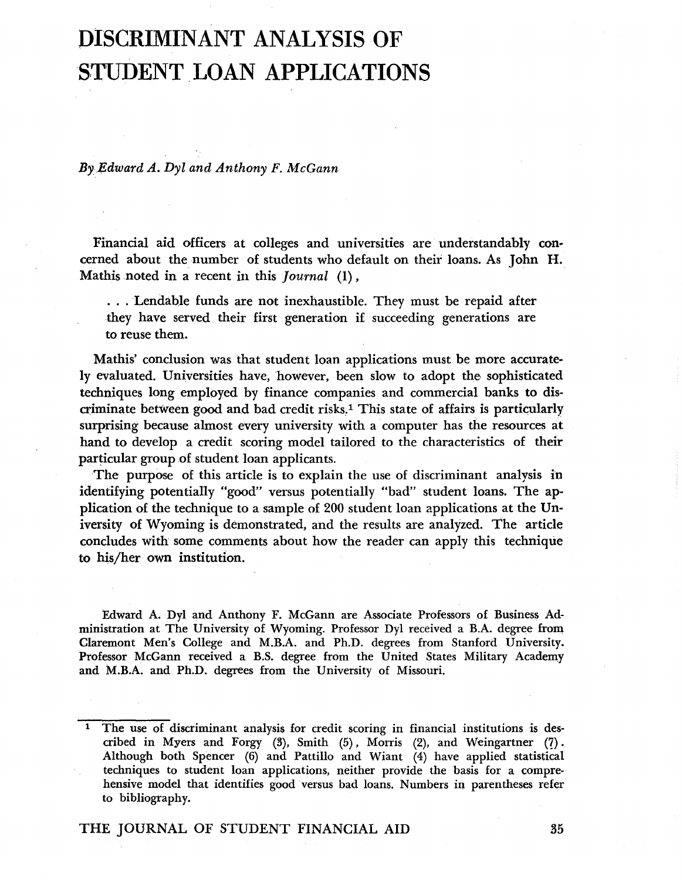# DISCRIMINANT ANALYSIS OF STUDENT LOAN APPLICATIONS

*By Edward A. Dyl and Anthony F. McGann*

Financial aid officers at colleges and universities are understandably concerned about the number of students who default on their loans. As John H. Mathis noted in a recent in this *Journal* (1),

> . . . Lendable funds are not inexhaustible. They must be repaid after they have served their first generation if succeeding generations are to reuse them.

Mathis' conclusion was that student loan applications must be more accurately evaluated. Universities have, however, been slow to adopt the sophisticated techniques long employed by finance companies and commercial banks to discriminate between good and bad credit risks.[1] This state of affairs is particularly surprising because almost every university with a computer has the resources at hand to develop a credit scoring model tailored to the characteristics of their particular group of student loan applicants.

The purpose of this article is to explain the use of discriminant analysis in identifying potentially "good" versus potentially "bad" student loans. The application of the technique to a sample of 200 student loan applications at the University of Wyoming is demonstrated, and the results are analyzed. The article concludes with some comments about how the reader can apply this technique to his/her own institution.

Edward A. Dyl and Anthony F. McGann are Associate Professors of Business Administration at The University of Wyoming. Professor Dyl received a B.A. degree from Claremont Men's College and M.B.A. and Ph.D. degrees from Stanford University. Professor McGann received a B.S. degree from the United States Military Academy and M.B.A. and Ph.D. degrees from the University of Missouri.

---

[1] The use of discriminant analysis for credit scoring in financial institutions is described in Myers and Forgy (3), Smith (5), Morris (2), and Weingartner (7). Although both Spencer (6) and Pattillo and Wiant (4) have applied statistical techniques to student loan applications, neither provide the basis for a comprehensive model that identifies good versus bad loans. Numbers in parentheses refer to bibliography.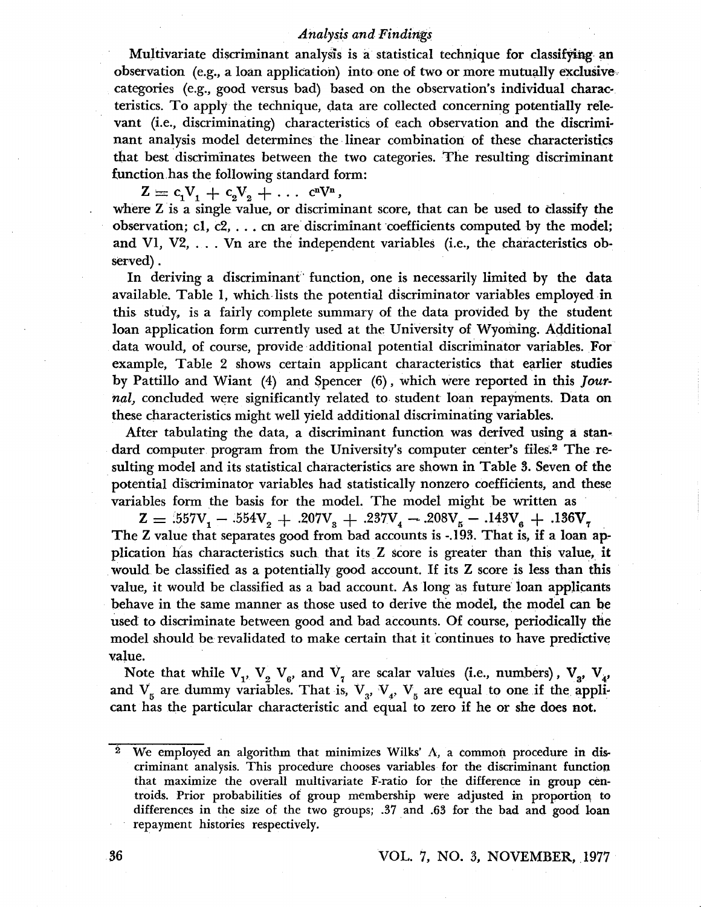## *Analysis and Findings*

Multivariate discriminant analysis is a statistical technique for classifying an observation (e.g., a loan application) into one of two or more mutually exclusive categories (e.g., good versus bad) based on the observation's individual characteristics. To apply the technique, data are collected concerning potentially relevant (i.e., discriminating) characteristics of each observation and the discriminant analysis model determines the linear combination of these characteristics that best discriminates between the two categories. The resulting discriminant function has the following standard form:

$$Z = c_1V_1 + c_2V_2 + \ldots c^nV^n,$$

where Z is a single value, or discriminant score, that can be used to classify the observation; c1, c2, . . . cn are discriminant coefficients computed by the model; and V1, V2, . . . Vn are the independent variables (i.e., the characteristics observed).

In deriving a discriminant function, one is necessarily limited by the data available. Table 1, which lists the potential discriminator variables employed in this study, is a fairly complete summary of the data provided by the student loan application form currently used at the University of Wyoming. Additional data would, of course, provide additional potential discriminator variables. For example, Table 2 shows certain applicant characteristics that earlier studies by Pattillo and Wiant (4) and Spencer (6), which were reported in this *Journal,* concluded were significantly related to student loan repayments. Data on these characteristics might well yield additional discriminating variables.

After tabulating the data, a discriminant function was derived using a standard computer program from the University's computer center's files.[2] The resulting model and its statistical characteristics are shown in Table 3. Seven of the potential discriminator variables had statistically nonzero coefficients, and these variables form the basis for the model. The model might be written as

$$Z = .557V_1 - .554V_2 + .207V_3 + .237V_4 - .208V_5 - .143V_6 + .136V_7$$

The Z value that separates good from bad accounts is -.193. That is, if a loan application has characteristics such that its Z score is greater than this value, it would be classified as a potentially good account. If its Z score is less than this value, it would be classified as a bad account. As long as future loan applicants behave in the same manner as those used to derive the model, the model can be used to discriminate between good and bad accounts. Of course, periodically the model should be revalidated to make certain that it continues to have predictive value.

Note that while $V_1$, $V_2$ $V_6$, and $V_7$ are scalar values (i.e., numbers), $V_3$, $V_4$, and $V_5$ are dummy variables. That is, $V_3$, $V_4$, $V_5$ are equal to one if the applicant has the particular characteristic and equal to zero if he or she does not.

---

[2] We employed an algorithm that minimizes Wilks' $\Lambda$, a common procedure in discriminant analysis. This procedure chooses variables for the discriminant function that maximize the overall multivariate F-ratio for the difference in group centroids. Prior probabilities of group membership were adjusted in proportion to differences in the size of the two groups; .37 and .63 for the bad and good loan repayment histories respectively.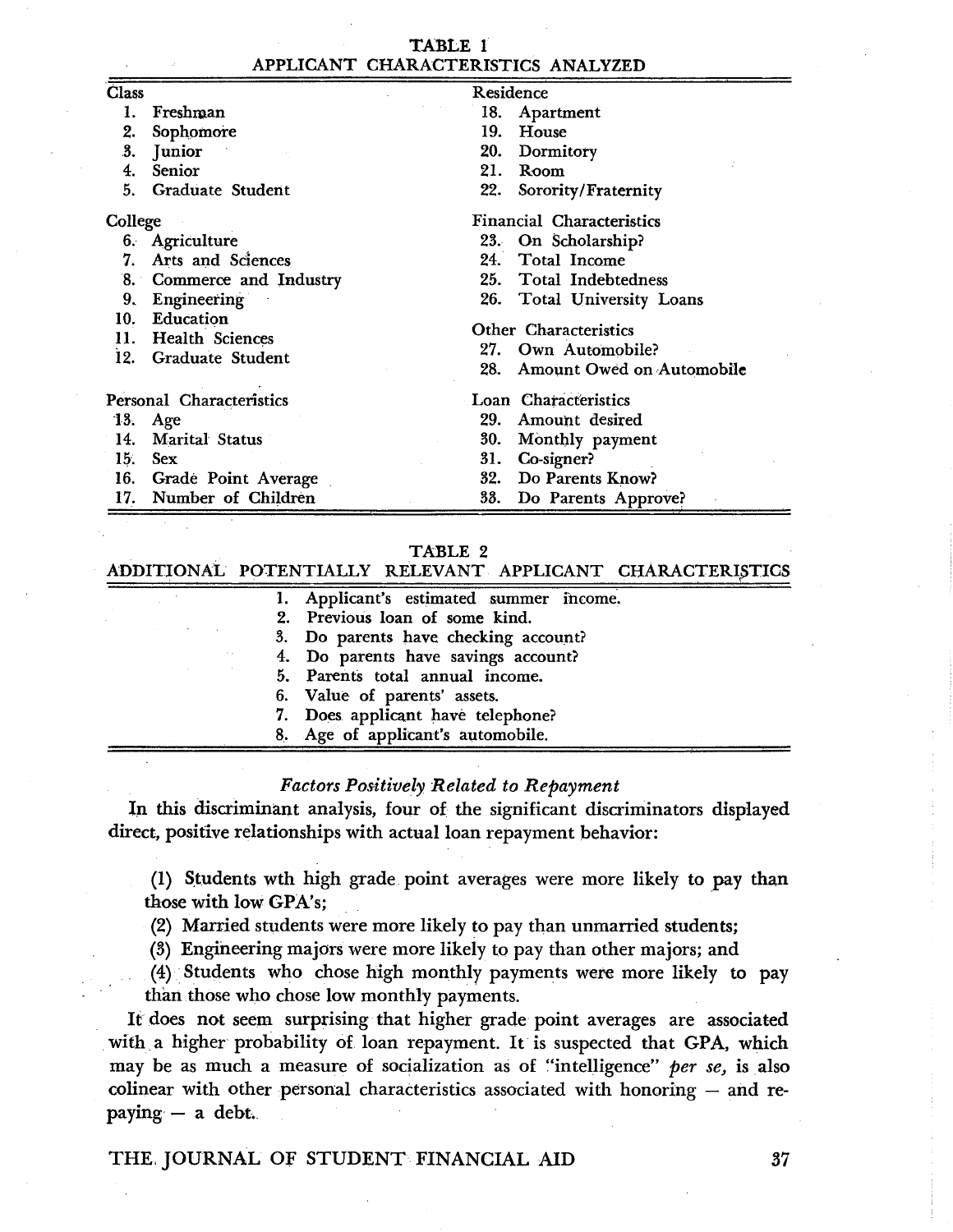**TABLE 1**
**APPLICANT CHARACTERISTICS ANALYZED**

| | |
|---|---|
| **Class** | **Residence** |
| 1. Freshman | 18. Apartment |
| 2. Sophomore | 19. House |
| 3. Junior | 20. Dormitory |
| 4. Senior | 21. Room |
| 5. Graduate Student | 22. Sorority/Fraternity |
| **College** | **Financial Characteristics** |
| 6. Agriculture | 23. On Scholarship? |
| 7. Arts and Sciences | 24. Total Income |
| 8. Commerce and Industry | 25. Total Indebtedness |
| 9. Engineering | 26. Total University Loans |
| 10. Education | **Other Characteristics** |
| 11. Health Sciences | 27. Own Automobile? |
| 12. Graduate Student | 28. Amount Owed on Automobile |
| **Personal Characteristics** | **Loan Characteristics** |
| 13. Age | 29. Amount desired |
| 14. Marital Status | 30. Monthly payment |
| 15. Sex | 31. Co-signer? |
| 16. Grade Point Average | 32. Do Parents Know? |
| 17. Number of Children | 33. Do Parents Approve? |

**TABLE 2**
**ADDITIONAL POTENTIALLY RELEVANT APPLICANT CHARACTERISTICS**

| |
|---|
| 1. Applicant's estimated summer income. |
| 2. Previous loan of some kind. |
| 3. Do parents have checking account? |
| 4. Do parents have savings account? |
| 5. Parents total annual income. |
| 6. Value of parents' assets. |
| 7. Does applicant have telephone? |
| 8. Age of applicant's automobile. |

### *Factors Positively Related to Repayment*

In this discriminant analysis, four of the significant discriminators displayed direct, positive relationships with actual loan repayment behavior:

(1) Students wth high grade point averages were more likely to pay than those with low GPA's;

(2) Married students were more likely to pay than unmarried students;

(3) Engineering majors were more likely to pay than other majors; and

(4) Students who chose high monthly payments were more likely to pay than those who chose low monthly payments.

It does not seem surprising that higher grade point averages are associated with a higher probability of loan repayment. It is suspected that GPA, which may be as much a measure of socialization as of "intelligence" *per se*, is also colinear with other personal characteristics associated with honoring — and repaying — a debt.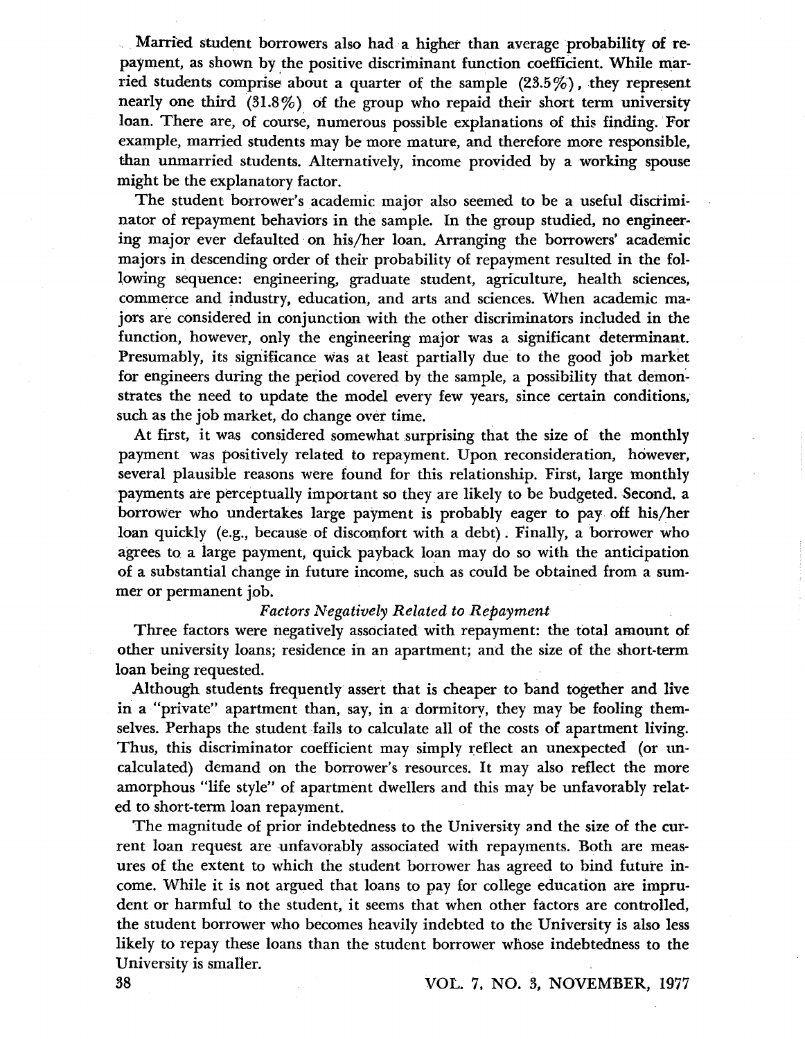Married student borrowers also had a higher than average probability of repayment, as shown by the positive discriminant function coefficient. While married students comprise about a quarter of the sample (23.5%), they represent nearly one third (31.8%) of the group who repaid their short term university loan. There are, of course, numerous possible explanations of this finding. For example, married students may be more mature, and therefore more responsible, than unmarried students. Alternatively, income provided by a working spouse might be the explanatory factor.

The student borrower's academic major also seemed to be a useful discriminator of repayment behaviors in the sample. In the group studied, no engineering major ever defaulted on his/her loan. Arranging the borrowers' academic majors in descending order of their probability of repayment resulted in the following sequence: engineering, graduate student, agriculture, health sciences, commerce and industry, education, and arts and sciences. When academic majors are considered in conjunction with the other discriminators included in the function, however, only the engineering major was a significant determinant. Presumably, its significance was at least partially due to the good job market for engineers during the period covered by the sample, a possibility that demonstrates the need to update the model every few years, since certain conditions, such as the job market, do change over time.

At first, it was considered somewhat surprising that the size of the monthly payment was positively related to repayment. Upon reconsideration, however, several plausible reasons were found for this relationship. First, large monthly payments are perceptually important so they are likely to be budgeted. Second, a borrower who undertakes large payment is probably eager to pay off his/her loan quickly (e.g., because of discomfort with a debt). Finally, a borrower who agrees to a large payment, quick payback loan may do so with the anticipation of a substantial change in future income, such as could be obtained from a summer or permanent job.

### *Factors Negatively Related to Repayment*

Three factors were negatively associated with repayment: the total amount of other university loans; residence in an apartment; and the size of the short-term loan being requested.

Although students frequently assert that is cheaper to band together and live in a "private" apartment than, say, in a dormitory, they may be fooling themselves. Perhaps the student fails to calculate all of the costs of apartment living. Thus, this discriminator coefficient may simply reflect an unexpected (or uncalculated) demand on the borrower's resources. It may also reflect the more amorphous "life style" of apartment dwellers and this may be unfavorably related to short-term loan repayment.

The magnitude of prior indebtedness to the University and the size of the current loan request are unfavorably associated with repayments. Both are measures of the extent to which the student borrower has agreed to bind future income. While it is not argued that loans to pay for college education are imprudent or harmful to the student, it seems that when other factors are controlled, the student borrower who becomes heavily indebted to the University is also less likely to repay these loans than the student borrower whose indebtedness to the University is smaller.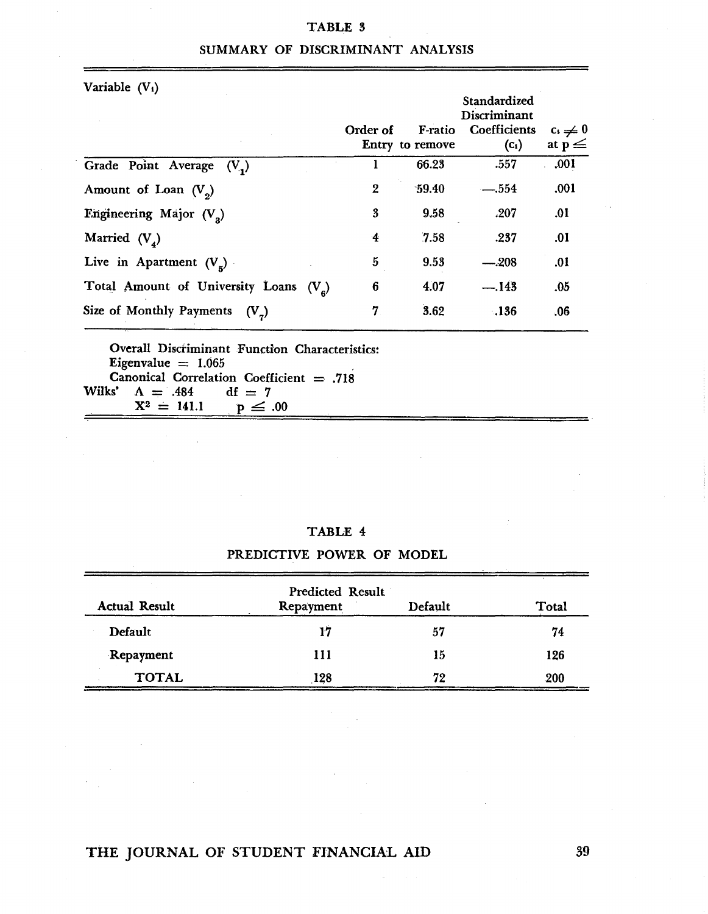TABLE 3

SUMMARY OF DISCRIMINANT ANALYSIS

| Variable ($V_i$) | Order of Entry | F-ratio to remove | Standardized Discriminant Coefficients ($c_i$) | $c_i \neq 0$ at $p \leq$ |
|---|---|---|---|---|
| Grade Point Average ($V_1$) | 1 | 66.23 | .557 | .001 |
| Amount of Loan ($V_2$) | 2 | 59.40 | —.554 | .001 |
| Engineering Major ($V_3$) | 3 | 9.58 | .207 | .01 |
| Married ($V_4$) | 4 | 7.58 | .237 | .01 |
| Live in Apartment ($V_5$) | 5 | 9.53 | —.208 | .01 |
| Total Amount of University Loans ($V_6$) | 6 | 4.07 | —.143 | .05 |
| Size of Monthly Payments ($V_7$) | 7 | 3.62 | .136 | .06 |

Overall Discriminant Function Characteristics:
Eigenvalue = 1.065
Canonical Correlation Coefficient = .718
Wilks' $\Lambda$ = .484 df = 7
$X^2$ = 141.1 $p \leq .00$

TABLE 4

PREDICTIVE POWER OF MODEL

| Actual Result | Predicted Result Repayment | Default | Total |
|---|---|---|---|
| Default | 17 | 57 | 74 |
| Repayment | 111 | 15 | 126 |
| TOTAL | 128 | 72 | 200 |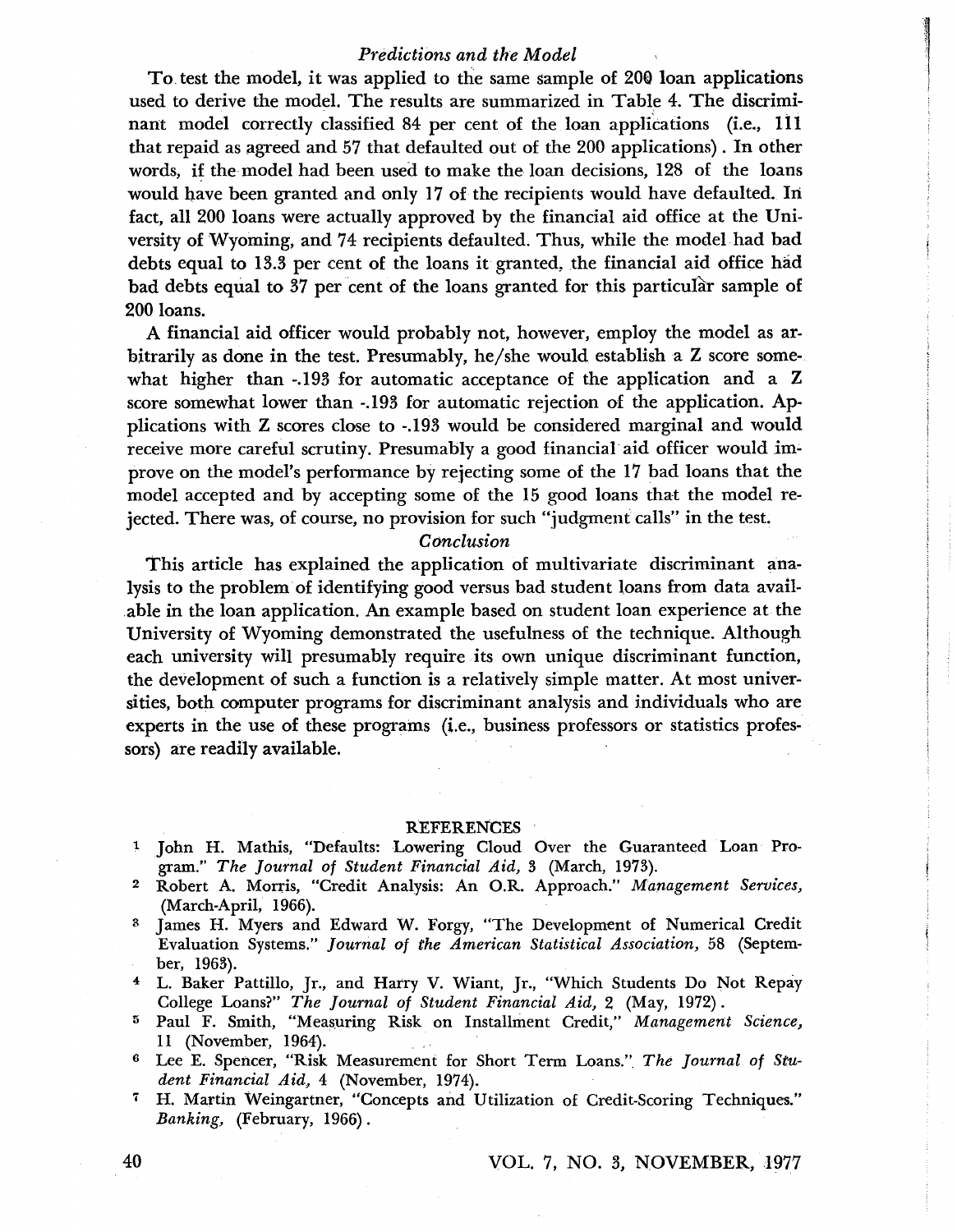### *Predictions and the Model*

To test the model, it was applied to the same sample of 200 loan applications used to derive the model. The results are summarized in Table 4. The discriminant model correctly classified 84 per cent of the loan applications (i.e., 111 that repaid as agreed and 57 that defaulted out of the 200 applications). In other words, if the model had been used to make the loan decisions, 128 of the loans would have been granted and only 17 of the recipients would have defaulted. In fact, all 200 loans were actually approved by the financial aid office at the University of Wyoming, and 74 recipients defaulted. Thus, while the model had bad debts equal to 13.3 per cent of the loans it granted, the financial aid office had bad debts equal to 37 per cent of the loans granted for this particular sample of 200 loans.

A financial aid officer would probably not, however, employ the model as arbitrarily as done in the test. Presumably, he/she would establish a Z score somewhat higher than -.193 for automatic acceptance of the application and a Z score somewhat lower than -.193 for automatic rejection of the application. Applications with Z scores close to -.193 would be considered marginal and would receive more careful scrutiny. Presumably a good financial aid officer would improve on the model's performance by rejecting some of the 17 bad loans that the model accepted and by accepting some of the 15 good loans that the model rejected. There was, of course, no provision for such "judgment calls" in the test.

### *Conclusion*

This article has explained the application of multivariate discriminant analysis to the problem of identifying good versus bad student loans from data available in the loan application. An example based on student loan experience at the University of Wyoming demonstrated the usefulness of the technique. Although each university will presumably require its own unique discriminant function, the development of such a function is a relatively simple matter. At most universities, both computer programs for discriminant analysis and individuals who are experts in the use of these programs (i.e., business professors or statistics professors) are readily available.

## REFERENCES

1. John H. Mathis, "Defaults: Lowering Cloud Over the Guaranteed Loan Program." *The Journal of Student Financial Aid,* 3 (March, 1973).
2. Robert A. Morris, "Credit Analysis: An O.R. Approach." *Management Services,* (March-April, 1966).
3. James H. Myers and Edward W. Forgy, "The Development of Numerical Credit Evaluation Systems." *Journal of the American Statistical Association,* 58 (September, 1963).
4. L. Baker Pattillo, Jr., and Harry V. Wiant, Jr., "Which Students Do Not Repay College Loans?" *The Journal of Student Financial Aid,* 2 (May, 1972).
5. Paul F. Smith, "Measuring Risk on Installment Credit," *Management Science,* 11 (November, 1964).
6. Lee E. Spencer, "Risk Measurement for Short Term Loans." *The Journal of Student Financial Aid,* 4 (November, 1974).
7. H. Martin Weingartner, "Concepts and Utilization of Credit-Scoring Techniques." *Banking,* (February, 1966).